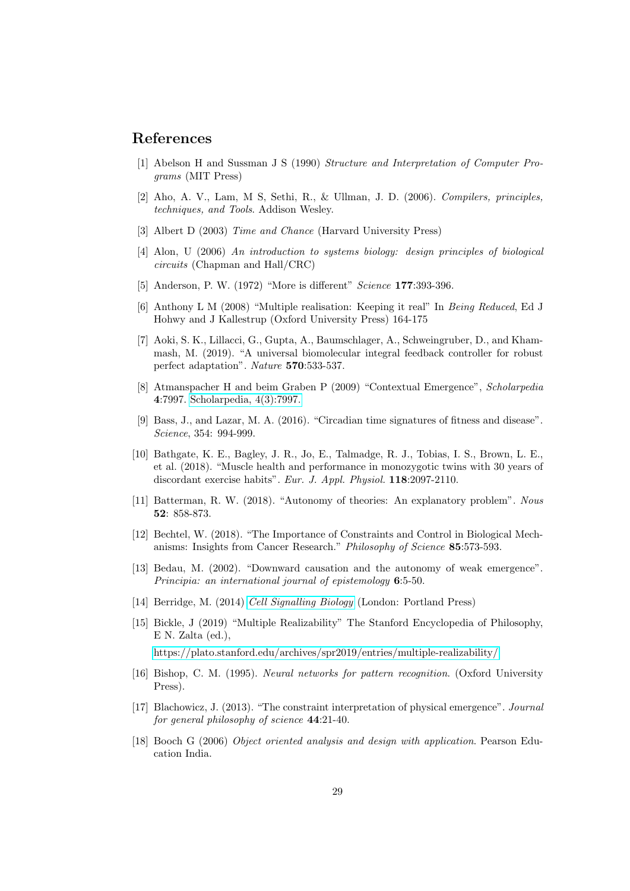# References

[1] Abelson H and Sussman J S (1990) *Structure and Interpretation of Computer Programs* (MIT Press)

[2] Aho, A. V., Lam, M S, Sethi, R., & Ullman, J. D. (2006). *Compilers, principles, techniques, and Tools*. Addison Wesley.

[3] Albert D (2003) *Time and Chance* (Harvard University Press)

[4] Alon, U (2006) *An introduction to systems biology: design principles of biological circuits* (Chapman and Hall/CRC)

[5] Anderson, P. W. (1972) "More is different" *Science* **177**:393-396.

[6] Anthony L M (2008) "Multiple realisation: Keeping it real" In *Being Reduced*, Ed J Hohwy and J Kallestrup (Oxford University Press) 164-175

[7] Aoki, S. K., Lillacci, G., Gupta, A., Baumschlager, A., Schweingruber, D., and Khammash, M. (2019). "A universal biomolecular integral feedback controller for robust perfect adaptation". *Nature* **570**:533-537.

[8] Atmanspacher H and beim Graben P (2009) "Contextual Emergence", *Scholarpedia* **4**:7997. Scholarpedia, 4(3):7997.

[9] Bass, J., and Lazar, M. A. (2016). "Circadian time signatures of fitness and disease". *Science*, 354: 994-999.

[10] Bathgate, K. E., Bagley, J. R., Jo, E., Talmadge, R. J., Tobias, I. S., Brown, L. E., et al. (2018). "Muscle health and performance in monozygotic twins with 30 years of discordant exercise habits". *Eur. J. Appl. Physiol.* **118**:2097-2110.

[11] Batterman, R. W. (2018). "Autonomy of theories: An explanatory problem". *Nous* **52**: 858-873.

[12] Bechtel, W. (2018). "The Importance of Constraints and Control in Biological Mechanisms: Insights from Cancer Research." *Philosophy of Science* **85**:573-593.

[13] Bedau, M. (2002). "Downward causation and the autonomy of weak emergence". *Principia: an international journal of epistemology* **6**:5-50.

[14] Berridge, M. (2014) *Cell Signalling Biology* (London: Portland Press)

[15] Bickle, J (2019) "Multiple Realizability" The Stanford Encyclopedia of Philosophy, E N. Zalta (ed.), https://plato.stanford.edu/archives/spr2019/entries/multiple-realizability/

[16] Bishop, C. M. (1995). *Neural networks for pattern recognition*. (Oxford University Press).

[17] Blachowicz, J. (2013). "The constraint interpretation of physical emergence". *Journal for general philosophy of science* **44**:21-40.

[18] Booch G (2006) *Object oriented analysis and design with application*. Pearson Education India.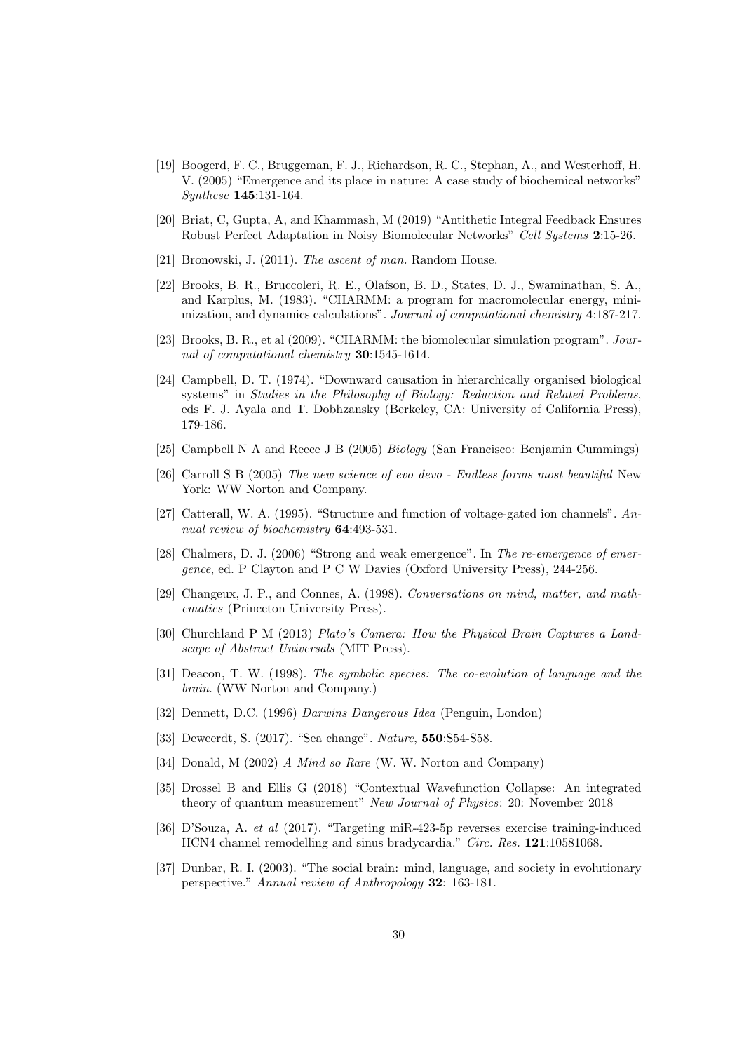- [19] Boogerd, F. C., Bruggeman, F. J., Richardson, R. C., Stephan, A., and Westerhoff, H. V. (2005) "Emergence and its place in nature: A case study of biochemical networks" *Synthese* **145**:131-164.

- [20] Briat, C, Gupta, A, and Khammash, M (2019) "Antithetic Integral Feedback Ensures Robust Perfect Adaptation in Noisy Biomolecular Networks" *Cell Systems* **2**:15-26.

- [21] Bronowski, J. (2011). *The ascent of man.* Random House.

- [22] Brooks, B. R., Bruccoleri, R. E., Olafson, B. D., States, D. J., Swaminathan, S. A., and Karplus, M. (1983). "CHARMM: a program for macromolecular energy, minimization, and dynamics calculations". *Journal of computational chemistry* **4**:187-217.

- [23] Brooks, B. R., et al (2009). "CHARMM: the biomolecular simulation program". *Journal of computational chemistry* **30**:1545-1614.

- [24] Campbell, D. T. (1974). "Downward causation in hierarchically organised biological systems" in *Studies in the Philosophy of Biology: Reduction and Related Problems*, eds F. J. Ayala and T. Dobhzansky (Berkeley, CA: University of California Press), 179-186.

- [25] Campbell N A and Reece J B (2005) *Biology* (San Francisco: Benjamin Cummings)

- [26] Carroll S B (2005) *The new science of evo devo - Endless forms most beautiful* New York: WW Norton and Company.

- [27] Catterall, W. A. (1995). "Structure and function of voltage-gated ion channels". *Annual review of biochemistry* **64**:493-531.

- [28] Chalmers, D. J. (2006) "Strong and weak emergence". In *The re-emergence of emergence*, ed. P Clayton and P C W Davies (Oxford University Press), 244-256.

- [29] Changeux, J. P., and Connes, A. (1998). *Conversations on mind, matter, and mathematics* (Princeton University Press).

- [30] Churchland P M (2013) *Plato's Camera: How the Physical Brain Captures a Landscape of Abstract Universals* (MIT Press).

- [31] Deacon, T. W. (1998). *The symbolic species: The co-evolution of language and the brain.* (WW Norton and Company.)

- [32] Dennett, D.C. (1996) *Darwins Dangerous Idea* (Penguin, London)

- [33] Deweerdt, S. (2017). "Sea change". *Nature*, **550**:S54-S58.

- [34] Donald, M (2002) *A Mind so Rare* (W. W. Norton and Company)

- [35] Drossel B and Ellis G (2018) "Contextual Wavefunction Collapse: An integrated theory of quantum measurement" *New Journal of Physics*: 20: November 2018

- [36] D'Souza, A. *et al* (2017). "Targeting miR-423-5p reverses exercise training-induced HCN4 channel remodelling and sinus bradycardia." *Circ. Res.* **121**:10581068.

- [37] Dunbar, R. I. (2003). "The social brain: mind, language, and society in evolutionary perspective." *Annual review of Anthropology* **32**: 163-181.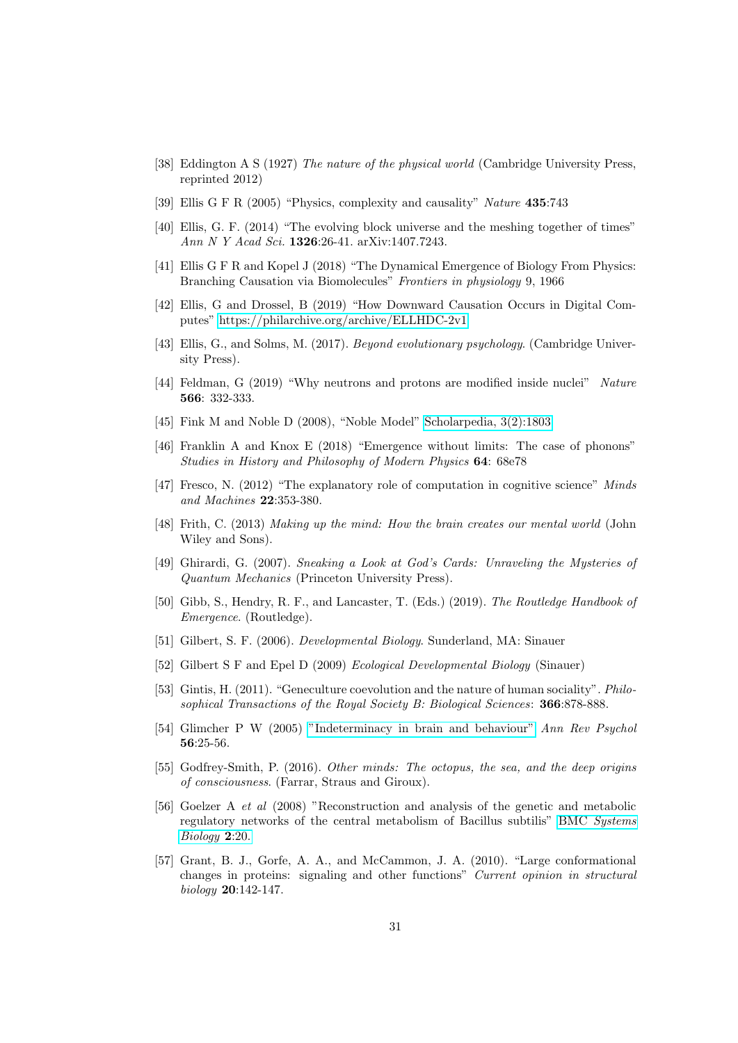[38] Eddington A S (1927) *The nature of the physical world* (Cambridge University Press, reprinted 2012)

[39] Ellis G F R (2005) "Physics, complexity and causality" *Nature* **435**:743

[40] Ellis, G. F. (2014) "The evolving block universe and the meshing together of times" *Ann N Y Acad Sci.* **1326**:26-41. arXiv:1407.7243.

[41] Ellis G F R and Kopel J (2018) "The Dynamical Emergence of Biology From Physics: Branching Causation via Biomolecules" *Frontiers in physiology* 9, 1966

[42] Ellis, G and Drossel, B (2019) "How Downward Causation Occurs in Digital Computes" https://philarchive.org/archive/ELLHDC-2v1

[43] Ellis, G., and Solms, M. (2017). *Beyond evolutionary psychology*. (Cambridge University Press).

[44] Feldman, G (2019) "Why neutrons and protons are modified inside nuclei" *Nature* **566**: 332-333.

[45] Fink M and Noble D (2008), "Noble Model" Scholarpedia, 3(2):1803

[46] Franklin A and Knox E (2018) "Emergence without limits: The case of phonons" *Studies in History and Philosophy of Modern Physics* **64**: 68e78

[47] Fresco, N. (2012) "The explanatory role of computation in cognitive science" *Minds and Machines* **22**:353-380.

[48] Frith, C. (2013) *Making up the mind: How the brain creates our mental world* (John Wiley and Sons).

[49] Ghirardi, G. (2007). *Sneaking a Look at God's Cards: Unraveling the Mysteries of Quantum Mechanics* (Princeton University Press).

[50] Gibb, S., Hendry, R. F., and Lancaster, T. (Eds.) (2019). *The Routledge Handbook of Emergence*. (Routledge).

[51] Gilbert, S. F. (2006). *Developmental Biology*. Sunderland, MA: Sinauer

[52] Gilbert S F and Epel D (2009) *Ecological Developmental Biology* (Sinauer)

[53] Gintis, H. (2011). "Geneculture coevolution and the nature of human sociality". *Philosophical Transactions of the Royal Society B: Biological Sciences*: **366**:878-888.

[54] Glimcher P W (2005) "Indeterminacy in brain and behaviour" *Ann Rev Psychol* **56**:25-56.

[55] Godfrey-Smith, P. (2016). *Other minds: The octopus, the sea, and the deep origins of consciousness*. (Farrar, Straus and Giroux).

[56] Goelzer A *et al* (2008) "Reconstruction and analysis of the genetic and metabolic regulatory networks of the central metabolism of Bacillus subtilis" BMC *Systems Biology* **2**:20.

[57] Grant, B. J., Gorfe, A. A., and McCammon, J. A. (2010). "Large conformational changes in proteins: signaling and other functions" *Current opinion in structural biology* **20**:142-147.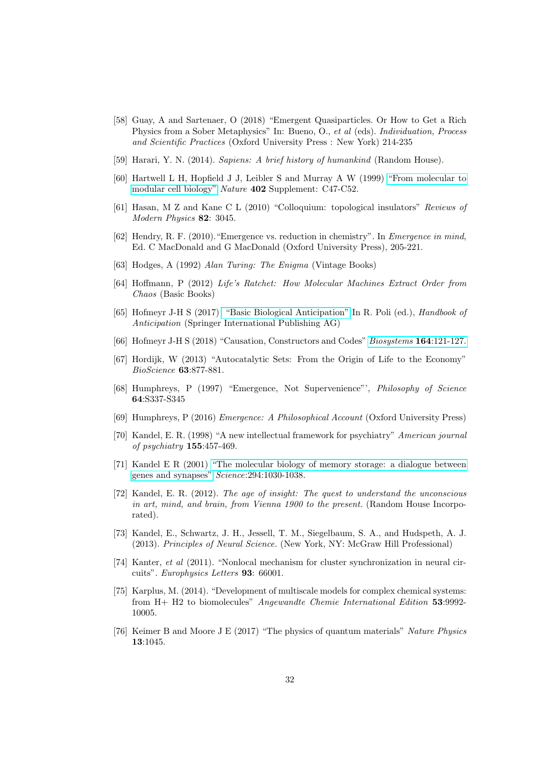[58] Guay, A and Sartenaer, O (2018) "Emergent Quasiparticles. Or How to Get a Rich Physics from a Sober Metaphysics" In: Bueno, O., *et al* (eds). *Individuation, Process and Scientific Practices* (Oxford University Press : New York) 214-235

[59] Harari, Y. N. (2014). *Sapiens: A brief history of humankind* (Random House).

[60] Hartwell L H, Hopfield J J, Leibler S and Murray A W (1999) "From molecular to modular cell biology" *Nature* **402** Supplement: C47-C52.

[61] Hasan, M Z and Kane C L (2010) "Colloquium: topological insulators" *Reviews of Modern Physics* **82**: 3045.

[62] Hendry, R. F. (2010)."Emergence vs. reduction in chemistry". In *Emergence in mind*, Ed. C MacDonald and G MacDonald (Oxford University Press), 205-221.

[63] Hodges, A (1992) *Alan Turing: The Enigma* (Vintage Books)

[64] Hoffmann, P (2012) *Life's Ratchet: How Molecular Machines Extract Order from Chaos* (Basic Books)

[65] Hofmeyr J-H S (2017) "Basic Biological Anticipation" In R. Poli (ed.), *Handbook of Anticipation* (Springer International Publishing AG)

[66] Hofmeyr J-H S (2018) "Causation, Constructors and Codes" *Biosystems* **164**:121-127.

[67] Hordijk, W (2013) "Autocatalytic Sets: From the Origin of Life to the Economy" *BioScience* **63**:877-881.

[68] Humphreys, P (1997) "Emergence, Not Supervenience"', *Philosophy of Science* **64**:S337-S345

[69] Humphreys, P (2016) *Emergence: A Philosophical Account* (Oxford University Press)

[70] Kandel, E. R. (1998) "A new intellectual framework for psychiatry" *American journal of psychiatry* **155**:457-469.

[71] Kandel E R (2001) "The molecular biology of memory storage: a dialogue between genes and synapses" *Science*:294:1030-1038.

[72] Kandel, E. R. (2012). *The age of insight: The quest to understand the unconscious in art, mind, and brain, from Vienna 1900 to the present.* (Random House Incorporated).

[73] Kandel, E., Schwartz, J. H., Jessell, T. M., Siegelbaum, S. A., and Hudspeth, A. J. (2013). *Principles of Neural Science.* (New York, NY: McGraw Hill Professional)

[74] Kanter, *et al* (2011). "Nonlocal mechanism for cluster synchronization in neural circuits". *Europhysics Letters* **93**: 66001.

[75] Karplus, M. (2014). "Development of multiscale models for complex chemical systems: from H+ H2 to biomolecules" *Angewandte Chemie International Edition* **53**:9992-10005.

[76] Keimer B and Moore J E (2017) "The physics of quantum materials" *Nature Physics* **13**:1045.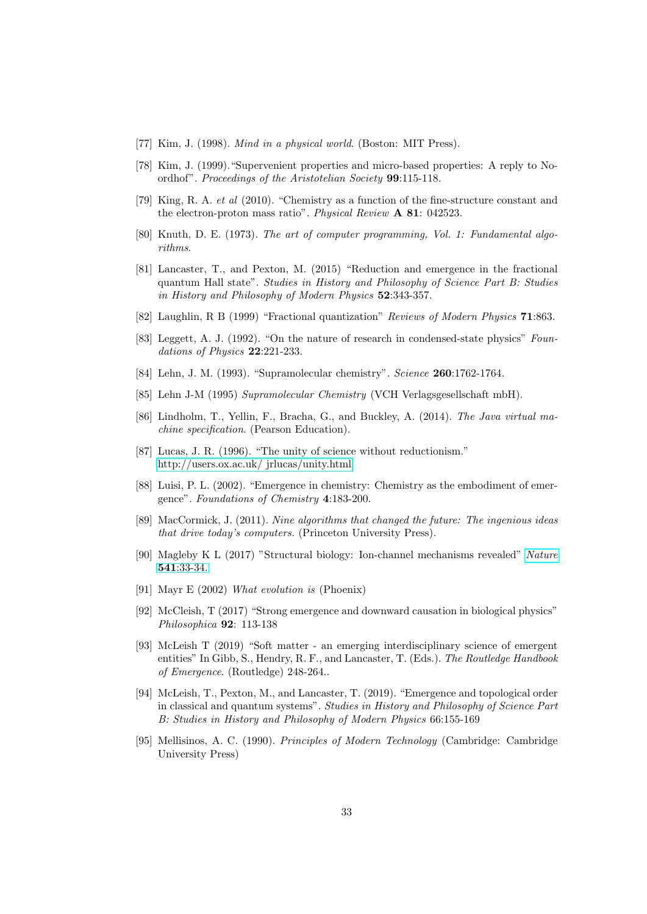[77] Kim, J. (1998). *Mind in a physical world*. (Boston: MIT Press).

[78] Kim, J. (1999)."Supervenient properties and micro-based properties: A reply to Noordhof". *Proceedings of the Aristotelian Society* **99**:115-118.

[79] King, R. A. *et al* (2010). "Chemistry as a function of the fine-structure constant and the electron-proton mass ratio". *Physical Review* **A 81**: 042523.

[80] Knuth, D. E. (1973). *The art of computer programming, Vol. 1: Fundamental algorithms*.

[81] Lancaster, T., and Pexton, M. (2015) "Reduction and emergence in the fractional quantum Hall state". *Studies in History and Philosophy of Science Part B: Studies in History and Philosophy of Modern Physics* **52**:343-357.

[82] Laughlin, R B (1999) "Fractional quantization" *Reviews of Modern Physics* **71**:863.

[83] Leggett, A. J. (1992). "On the nature of research in condensed-state physics" *Foundations of Physics* **22**:221-233.

[84] Lehn, J. M. (1993). "Supramolecular chemistry". *Science* **260**:1762-1764.

[85] Lehn J-M (1995) *Supramolecular Chemistry* (VCH Verlagsgesellschaft mbH).

[86] Lindholm, T., Yellin, F., Bracha, G., and Buckley, A. (2014). *The Java virtual machine specification*. (Pearson Education).

[87] Lucas, J. R. (1996). "The unity of science without reductionism." http://users.ox.ac.uk/ jrlucas/unity.html

[88] Luisi, P. L. (2002). "Emergence in chemistry: Chemistry as the embodiment of emergence". *Foundations of Chemistry* **4**:183-200.

[89] MacCormick, J. (2011). *Nine algorithms that changed the future: The ingenious ideas that drive today's computers*. (Princeton University Press).

[90] Magleby K L (2017) "Structural biology: Ion-channel mechanisms revealed" *Nature* **541**:33-34.

[91] Mayr E (2002) *What evolution is* (Phoenix)

[92] McCleish, T (2017) "Strong emergence and downward causation in biological physics" *Philosophica* **92**: 113-138

[93] McLeish T (2019) "Soft matter - an emerging interdisciplinary science of emergent entities" In Gibb, S., Hendry, R. F., and Lancaster, T. (Eds.). *The Routledge Handbook of Emergence*. (Routledge) 248-264..

[94] McLeish, T., Pexton, M., and Lancaster, T. (2019). "Emergence and topological order in classical and quantum systems". *Studies in History and Philosophy of Science Part B: Studies in History and Philosophy of Modern Physics* 66:155-169

[95] Mellisinos, A. C. (1990). *Principles of Modern Technology* (Cambridge: Cambridge University Press)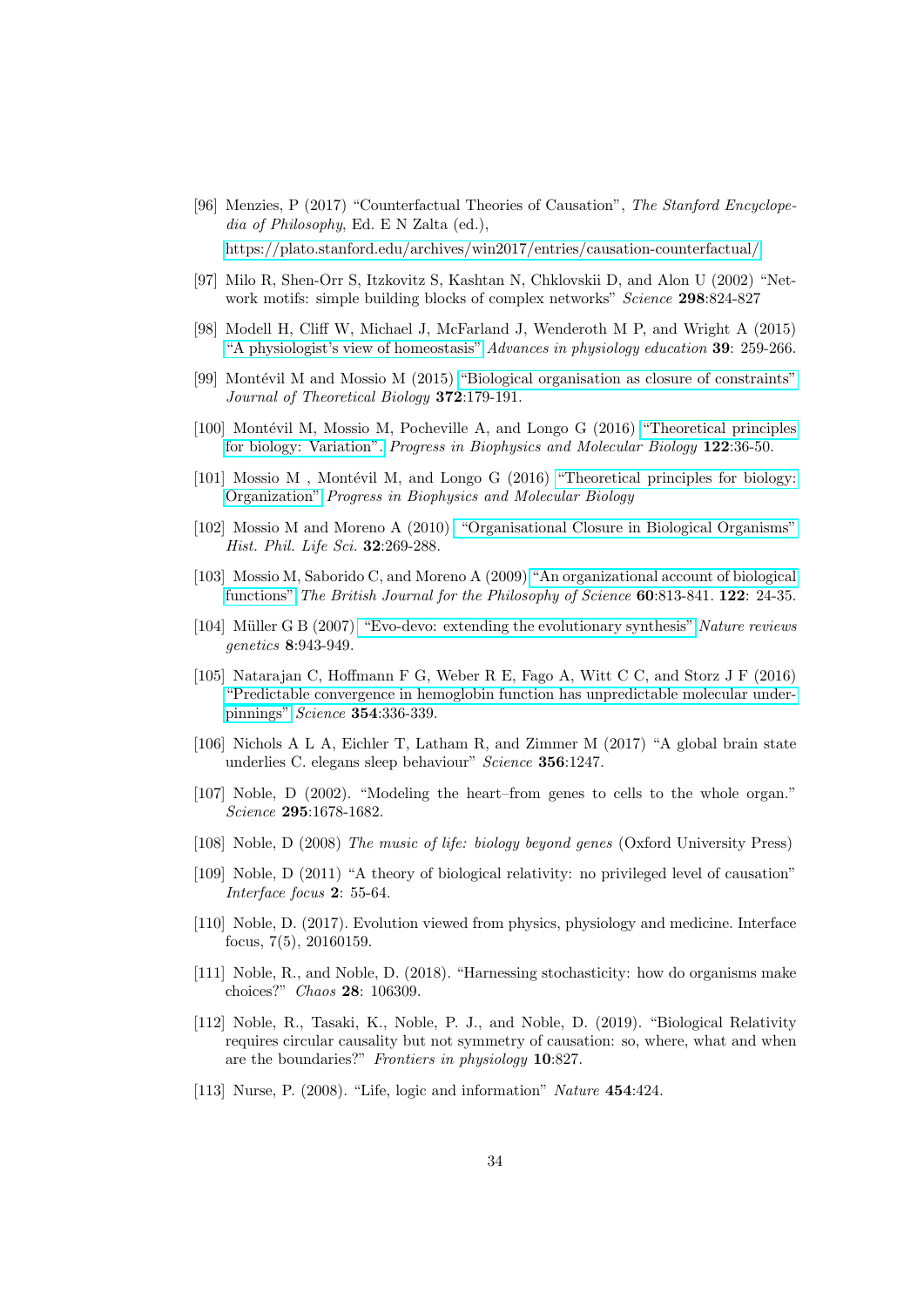[96] Menzies, P (2017) "Counterfactual Theories of Causation", *The Stanford Encyclopedia of Philosophy*, Ed. E N Zalta (ed.), https://plato.stanford.edu/archives/win2017/entries/causation-counterfactual/

[97] Milo R, Shen-Orr S, Itzkovitz S, Kashtan N, Chklovskii D, and Alon U (2002) "Network motifs: simple building blocks of complex networks" *Science* **298**:824-827

[98] Modell H, Cliff W, Michael J, McFarland J, Wenderoth M P, and Wright A (2015) "A physiologist's view of homeostasis" *Advances in physiology education* **39**: 259-266.

[99] Montévil M and Mossio M (2015) "Biological organisation as closure of constraints" *Journal of Theoretical Biology* **372**:179-191.

[100] Montévil M, Mossio M, Pocheville A, and Longo G (2016) "Theoretical principles for biology: Variation". *Progress in Biophysics and Molecular Biology* **122**:36-50.

[101] Mossio M , Montévil M, and Longo G (2016) "Theoretical principles for biology: Organization" *Progress in Biophysics and Molecular Biology*

[102] Mossio M and Moreno A (2010) "Organisational Closure in Biological Organisms" *Hist. Phil. Life Sci.* **32**:269-288.

[103] Mossio M, Saborido C, and Moreno A (2009) "An organizational account of biological functions" *The British Journal for the Philosophy of Science* **60**:813-841. **122**: 24-35.

[104] Müller G B (2007) "Evo-devo: extending the evolutionary synthesis" *Nature reviews genetics* **8**:943-949.

[105] Natarajan C, Hoffmann F G, Weber R E, Fago A, Witt C C, and Storz J F (2016) "Predictable convergence in hemoglobin function has unpredictable molecular underpinnings" *Science* **354**:336-339.

[106] Nichols A L A, Eichler T, Latham R, and Zimmer M (2017) "A global brain state underlies C. elegans sleep behaviour" *Science* **356**:1247.

[107] Noble, D (2002). "Modeling the heart–from genes to cells to the whole organ." *Science* **295**:1678-1682.

[108] Noble, D (2008) *The music of life: biology beyond genes* (Oxford University Press)

[109] Noble, D (2011) "A theory of biological relativity: no privileged level of causation" *Interface focus* **2**: 55-64.

[110] Noble, D. (2017). Evolution viewed from physics, physiology and medicine. Interface focus, 7(5), 20160159.

[111] Noble, R., and Noble, D. (2018). "Harnessing stochasticity: how do organisms make choices?" *Chaos* **28**: 106309.

[112] Noble, R., Tasaki, K., Noble, P. J., and Noble, D. (2019). "Biological Relativity requires circular causality but not symmetry of causation: so, where, what and when are the boundaries?" *Frontiers in physiology* **10**:827.

[113] Nurse, P. (2008). "Life, logic and information" *Nature* **454**:424.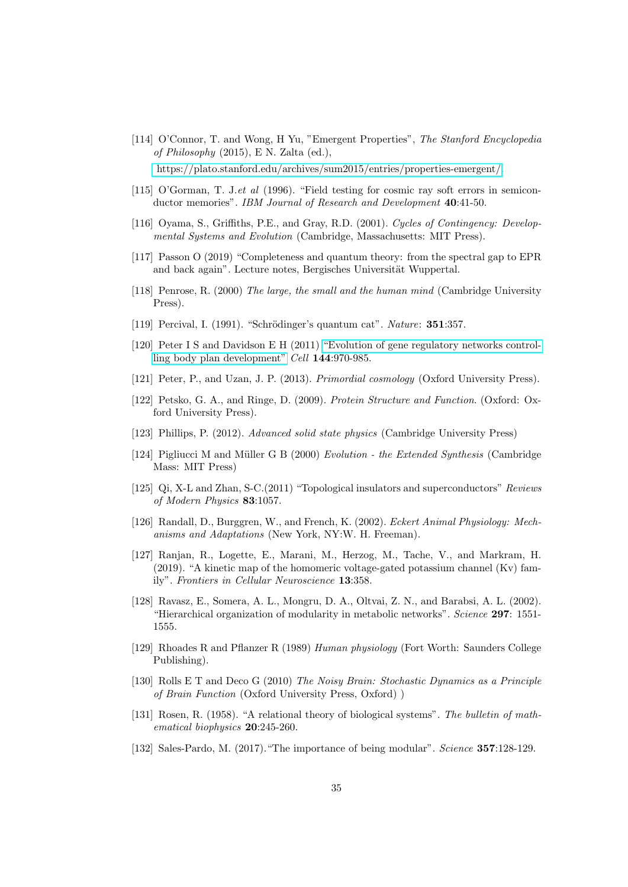[114] O'Connor, T. and Wong, H Yu, "Emergent Properties", *The Stanford Encyclopedia of Philosophy* (2015), E N. Zalta (ed.), https://plato.stanford.edu/archives/sum2015/entries/properties-emergent/

[115] O'Gorman, T. J.*et al* (1996). "Field testing for cosmic ray soft errors in semiconductor memories". *IBM Journal of Research and Development* **40**:41-50.

[116] Oyama, S., Griffiths, P.E., and Gray, R.D. (2001). *Cycles of Contingency: Developmental Systems and Evolution* (Cambridge, Massachusetts: MIT Press).

[117] Passon O (2019) "Completeness and quantum theory: from the spectral gap to EPR and back again". Lecture notes, Bergisches Universität Wuppertal.

[118] Penrose, R. (2000) *The large, the small and the human mind* (Cambridge University Press).

[119] Percival, I. (1991). "Schrödinger's quantum cat". *Nature*: **351**:357.

[120] Peter I S and Davidson E H (2011) "Evolution of gene regulatory networks controlling body plan development" *Cell* **144**:970-985.

[121] Peter, P., and Uzan, J. P. (2013). *Primordial cosmology* (Oxford University Press).

[122] Petsko, G. A., and Ringe, D. (2009). *Protein Structure and Function*. (Oxford: Oxford University Press).

[123] Phillips, P. (2012). *Advanced solid state physics* (Cambridge University Press)

[124] Pigliucci M and Müller G B (2000) *Evolution - the Extended Synthesis* (Cambridge Mass: MIT Press)

[125] Qi, X-L and Zhan, S-C.(2011) "Topological insulators and superconductors" *Reviews of Modern Physics* **83**:1057.

[126] Randall, D., Burggren, W., and French, K. (2002). *Eckert Animal Physiology: Mechanisms and Adaptations* (New York, NY:W. H. Freeman).

[127] Ranjan, R., Logette, E., Marani, M., Herzog, M., Tache, V., and Markram, H. (2019). "A kinetic map of the homomeric voltage-gated potassium channel (Kv) family". *Frontiers in Cellular Neuroscience* **13**:358.

[128] Ravasz, E., Somera, A. L., Mongru, D. A., Oltvai, Z. N., and Barabsi, A. L. (2002). "Hierarchical organization of modularity in metabolic networks". *Science* **297**: 1551-1555.

[129] Rhoades R and Pflanzer R (1989) *Human physiology* (Fort Worth: Saunders College Publishing).

[130] Rolls E T and Deco G (2010) *The Noisy Brain: Stochastic Dynamics as a Principle of Brain Function* (Oxford University Press, Oxford) )

[131] Rosen, R. (1958). "A relational theory of biological systems". *The bulletin of mathematical biophysics* **20**:245-260.

[132] Sales-Pardo, M. (2017)."The importance of being modular". *Science* **357**:128-129.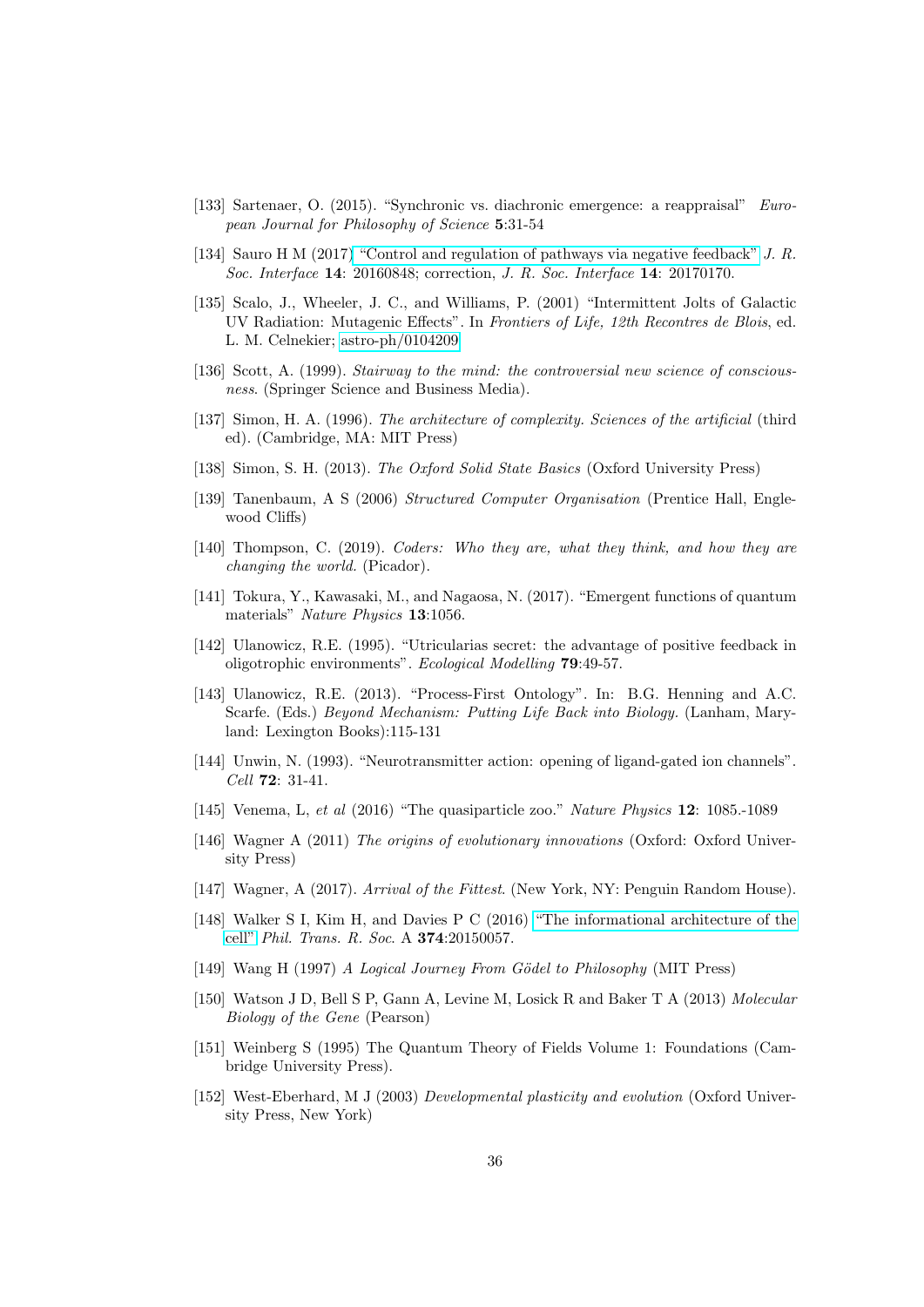[133] Sartenaer, O. (2015). "Synchronic vs. diachronic emergence: a reappraisal" *European Journal for Philosophy of Science* **5**:31-54

[134] Sauro H M (2017) "Control and regulation of pathways via negative feedback" *J. R. Soc. Interface* **14**: 20160848; correction, *J. R. Soc. Interface* **14**: 20170170.

[135] Scalo, J., Wheeler, J. C., and Williams, P. (2001) "Intermittent Jolts of Galactic UV Radiation: Mutagenic Effects". In *Frontiers of Life, 12th Recontres de Blois*, ed. L. M. Celnekier; astro-ph/0104209

[136] Scott, A. (1999). *Stairway to the mind: the controversial new science of consciousness*. (Springer Science and Business Media).

[137] Simon, H. A. (1996). *The architecture of complexity. Sciences of the artificial* (third ed). (Cambridge, MA: MIT Press)

[138] Simon, S. H. (2013). *The Oxford Solid State Basics* (Oxford University Press)

[139] Tanenbaum, A S (2006) *Structured Computer Organisation* (Prentice Hall, Englewood Cliffs)

[140] Thompson, C. (2019). *Coders: Who they are, what they think, and how they are changing the world.* (Picador).

[141] Tokura, Y., Kawasaki, M., and Nagaosa, N. (2017). "Emergent functions of quantum materials" *Nature Physics* **13**:1056.

[142] Ulanowicz, R.E. (1995). "Utricularias secret: the advantage of positive feedback in oligotrophic environments". *Ecological Modelling* **79**:49-57.

[143] Ulanowicz, R.E. (2013). "Process-First Ontology". In: B.G. Henning and A.C. Scarfe. (Eds.) *Beyond Mechanism: Putting Life Back into Biology.* (Lanham, Maryland: Lexington Books):115-131

[144] Unwin, N. (1993). "Neurotransmitter action: opening of ligand-gated ion channels". *Cell* **72**: 31-41.

[145] Venema, L, *et al* (2016) "The quasiparticle zoo." *Nature Physics* **12**: 1085.-1089

[146] Wagner A (2011) *The origins of evolutionary innovations* (Oxford: Oxford University Press)

[147] Wagner, A (2017). *Arrival of the Fittest.* (New York, NY: Penguin Random House).

[148] Walker S I, Kim H, and Davies P C (2016) "The informational architecture of the cell" *Phil. Trans. R. Soc.* A **374**:20150057.

[149] Wang H (1997) *A Logical Journey From Gödel to Philosophy* (MIT Press)

[150] Watson J D, Bell S P, Gann A, Levine M, Losick R and Baker T A (2013) *Molecular Biology of the Gene* (Pearson)

[151] Weinberg S (1995) The Quantum Theory of Fields Volume 1: Foundations (Cambridge University Press).

[152] West-Eberhard, M J (2003) *Developmental plasticity and evolution* (Oxford University Press, New York)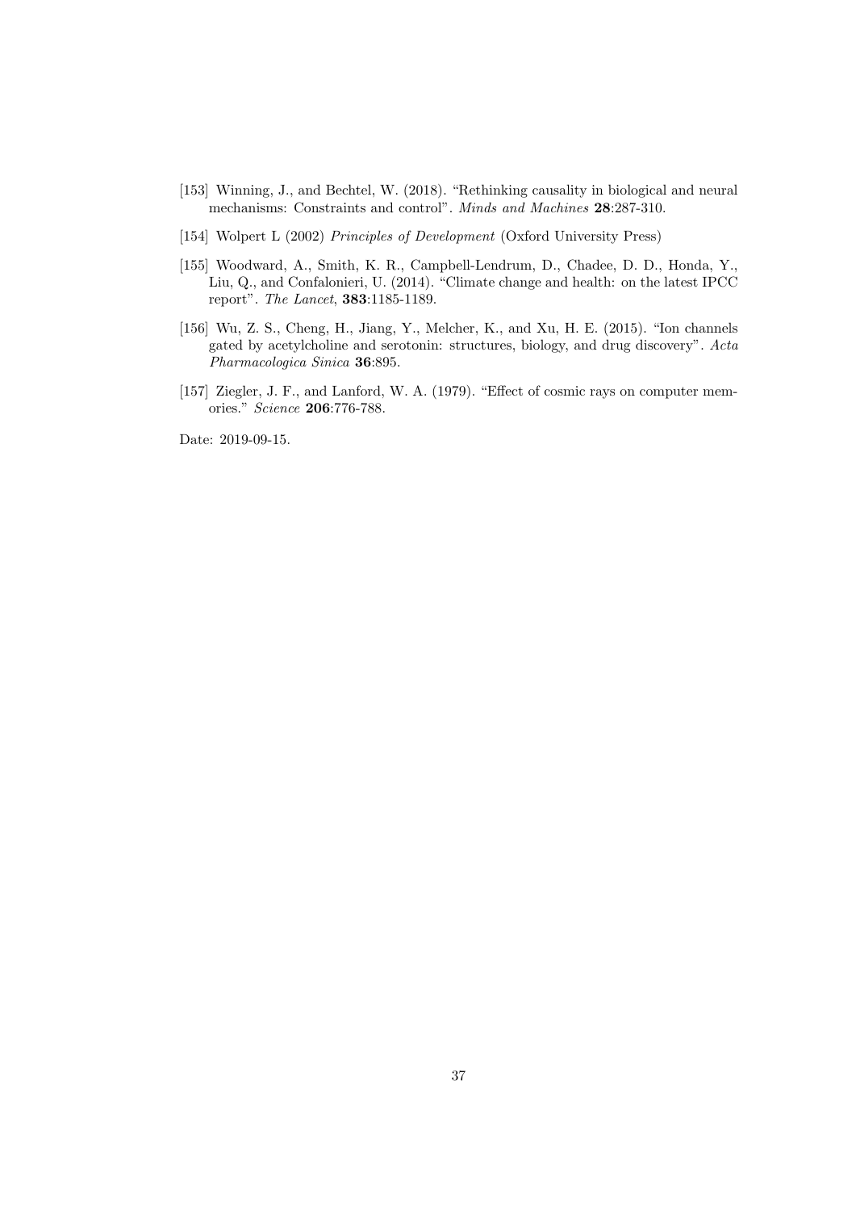[153] Winning, J., and Bechtel, W. (2018). "Rethinking causality in biological and neural mechanisms: Constraints and control". *Minds and Machines* **28**:287-310.

[154] Wolpert L (2002) *Principles of Development* (Oxford University Press)

[155] Woodward, A., Smith, K. R., Campbell-Lendrum, D., Chadee, D. D., Honda, Y., Liu, Q., and Confalonieri, U. (2014). "Climate change and health: on the latest IPCC report". *The Lancet*, **383**:1185-1189.

[156] Wu, Z. S., Cheng, H., Jiang, Y., Melcher, K., and Xu, H. E. (2015). "Ion channels gated by acetylcholine and serotonin: structures, biology, and drug discovery". *Acta Pharmacologica Sinica* **36**:895.

[157] Ziegler, J. F., and Lanford, W. A. (1979). "Effect of cosmic rays on computer memories." *Science* **206**:776-788.

Date: 2019-09-15.